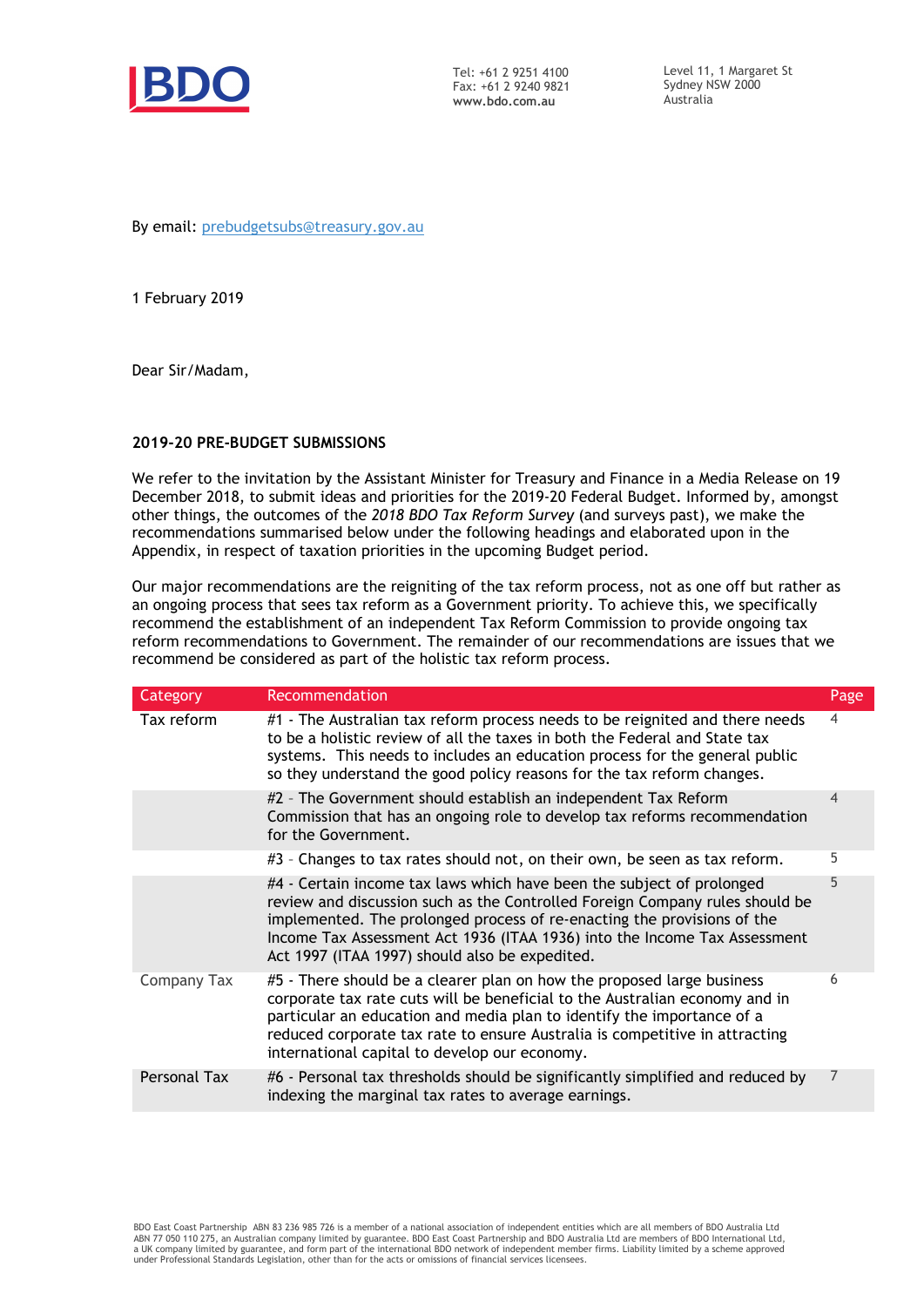BDO

Tel: +61 2 9251 4100
Fax: +61 2 9240 9821
www.bdo.com.au

Level 11, 1 Margaret St
Sydney NSW 2000
Australia

By email: prebudgetsubs@treasury.gov.au

1 February 2019

Dear Sir/Madam,

**2019-20 PRE-BUDGET SUBMISSIONS**

We refer to the invitation by the Assistant Minister for Treasury and Finance in a Media Release on 19 December 2018, to submit ideas and priorities for the 2019-20 Federal Budget. Informed by, amongst other things, the outcomes of the *2018 BDO Tax Reform Survey* (and surveys past), we make the recommendations summarised below under the following headings and elaborated upon in the Appendix, in respect of taxation priorities in the upcoming Budget period.

Our major recommendations are the reigniting of the tax reform process, not as one off but rather as an ongoing process that sees tax reform as a Government priority. To achieve this, we specifically recommend the establishment of an independent Tax Reform Commission to provide ongoing tax reform recommendations to Government. The remainder of our recommendations are issues that we recommend be considered as part of the holistic tax reform process.

| Category | Recommendation | Page |
|---|---|---|
| Tax reform | #1 - The Australian tax reform process needs to be reignited and there needs to be a holistic review of all the taxes in both the Federal and State tax systems. This needs to includes an education process for the general public so they understand the good policy reasons for the tax reform changes. | 4 |
| | #2 - The Government should establish an independent Tax Reform Commission that has an ongoing role to develop tax reforms recommendation for the Government. | 4 |
| | #3 - Changes to tax rates should not, on their own, be seen as tax reform. | 5 |
| | #4 - Certain income tax laws which have been the subject of prolonged review and discussion such as the Controlled Foreign Company rules should be implemented. The prolonged process of re-enacting the provisions of the Income Tax Assessment Act 1936 (ITAA 1936) into the Income Tax Assessment Act 1997 (ITAA 1997) should also be expedited. | 5 |
| Company Tax | #5 - There should be a clearer plan on how the proposed large business corporate tax rate cuts will be beneficial to the Australian economy and in particular an education and media plan to identify the importance of a reduced corporate tax rate to ensure Australia is competitive in attracting international capital to develop our economy. | 6 |
| Personal Tax | #6 - Personal tax thresholds should be significantly simplified and reduced by indexing the marginal tax rates to average earnings. | 7 |

BDO East Coast Partnership ABN 83 236 985 726 is a member of a national association of independent entities which are all members of BDO Australia Ltd ABN 77 050 110 275, an Australian company limited by guarantee. BDO East Coast Partnership and BDO Australia Ltd are members of BDO International Ltd, a UK company limited by guarantee, and form part of the international BDO network of independent member firms. Liability limited by a scheme approved under Professional Standards Legislation, other than for the acts or omissions of financial services licensees.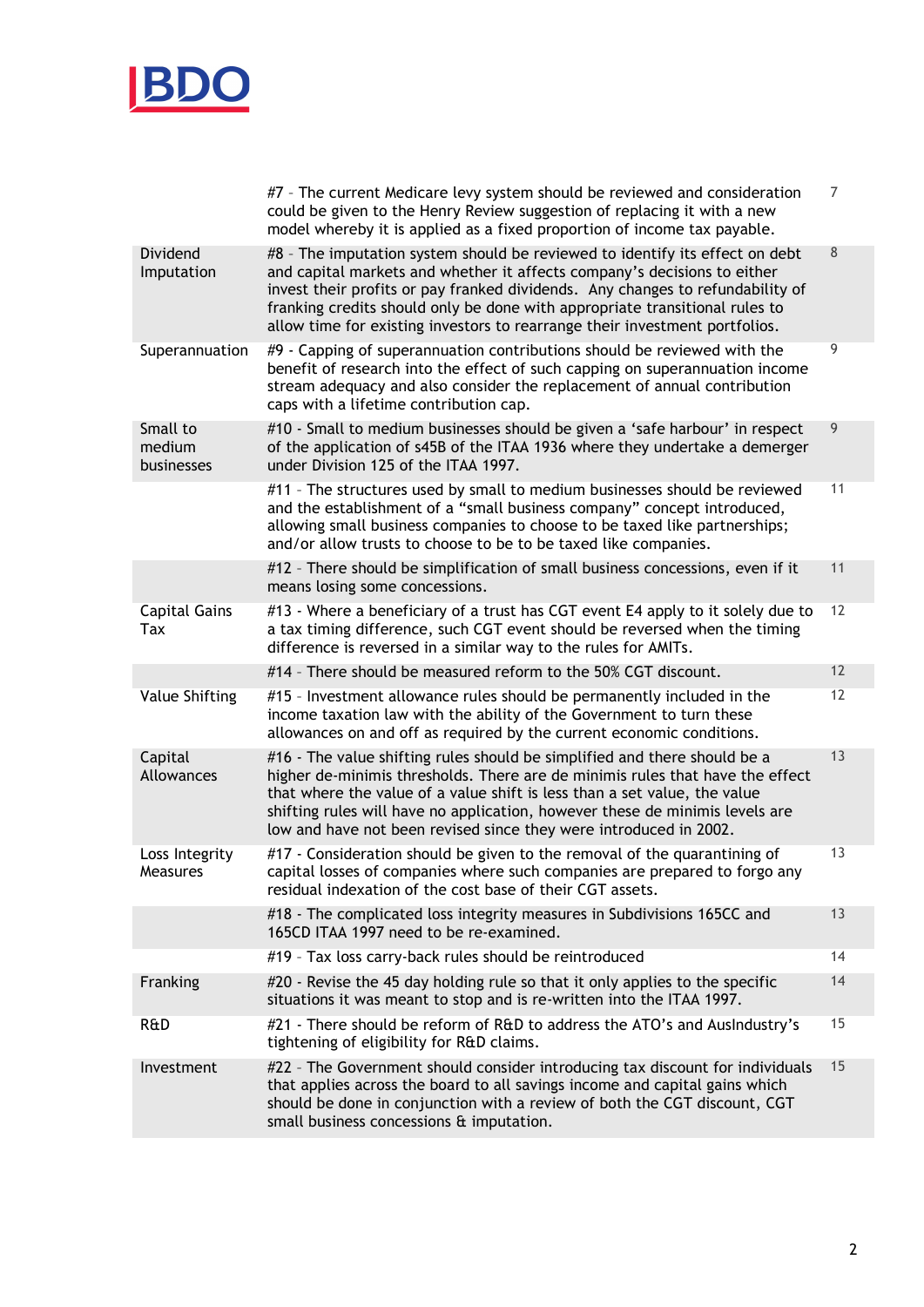|  |  |  |
|---|---|---|
|  | #7 - The current Medicare levy system should be reviewed and consideration could be given to the Henry Review suggestion of replacing it with a new model whereby it is applied as a fixed proportion of income tax payable. | 7 |
| Dividend Imputation | #8 - The imputation system should be reviewed to identify its effect on debt and capital markets and whether it affects company's decisions to either invest their profits or pay franked dividends. Any changes to refundability of franking credits should only be done with appropriate transitional rules to allow time for existing investors to rearrange their investment portfolios. | 8 |
| Superannuation | #9 - Capping of superannuation contributions should be reviewed with the benefit of research into the effect of such capping on superannuation income stream adequacy and also consider the replacement of annual contribution caps with a lifetime contribution cap. | 9 |
| Small to medium businesses | #10 - Small to medium businesses should be given a 'safe harbour' in respect of the application of s45B of the ITAA 1936 where they undertake a demerger under Division 125 of the ITAA 1997. | 9 |
|  | #11 - The structures used by small to medium businesses should be reviewed and the establishment of a "small business company" concept introduced, allowing small business companies to choose to be taxed like partnerships; and/or allow trusts to choose to be to be taxed like companies. | 11 |
|  | #12 - There should be simplification of small business concessions, even if it means losing some concessions. | 11 |
| Capital Gains Tax | #13 - Where a beneficiary of a trust has CGT event E4 apply to it solely due to a tax timing difference, such CGT event should be reversed when the timing difference is reversed in a similar way to the rules for AMITs. | 12 |
|  | #14 - There should be measured reform to the 50% CGT discount. | 12 |
| Value Shifting | #15 - Investment allowance rules should be permanently included in the income taxation law with the ability of the Government to turn these allowances on and off as required by the current economic conditions. | 12 |
| Capital Allowances | #16 - The value shifting rules should be simplified and there should be a higher de-minimis thresholds. There are de minimis rules that have the effect that where the value of a value shift is less than a set value, the value shifting rules will have no application, however these de minimis levels are low and have not been revised since they were introduced in 2002. | 13 |
| Loss Integrity Measures | #17 - Consideration should be given to the removal of the quarantining of capital losses of companies where such companies are prepared to forgo any residual indexation of the cost base of their CGT assets. | 13 |
|  | #18 - The complicated loss integrity measures in Subdivisions 165CC and 165CD ITAA 1997 need to be re-examined. | 13 |
|  | #19 - Tax loss carry-back rules should be reintroduced | 14 |
| Franking | #20 - Revise the 45 day holding rule so that it only applies to the specific situations it was meant to stop and is re-written into the ITAA 1997. | 14 |
| R&D | #21 - There should be reform of R&D to address the ATO's and AusIndustry's tightening of eligibility for R&D claims. | 15 |
| Investment | #22 - The Government should consider introducing tax discount for individuals that applies across the board to all savings income and capital gains which should be done in conjunction with a review of both the CGT discount, CGT small business concessions & imputation. | 15 |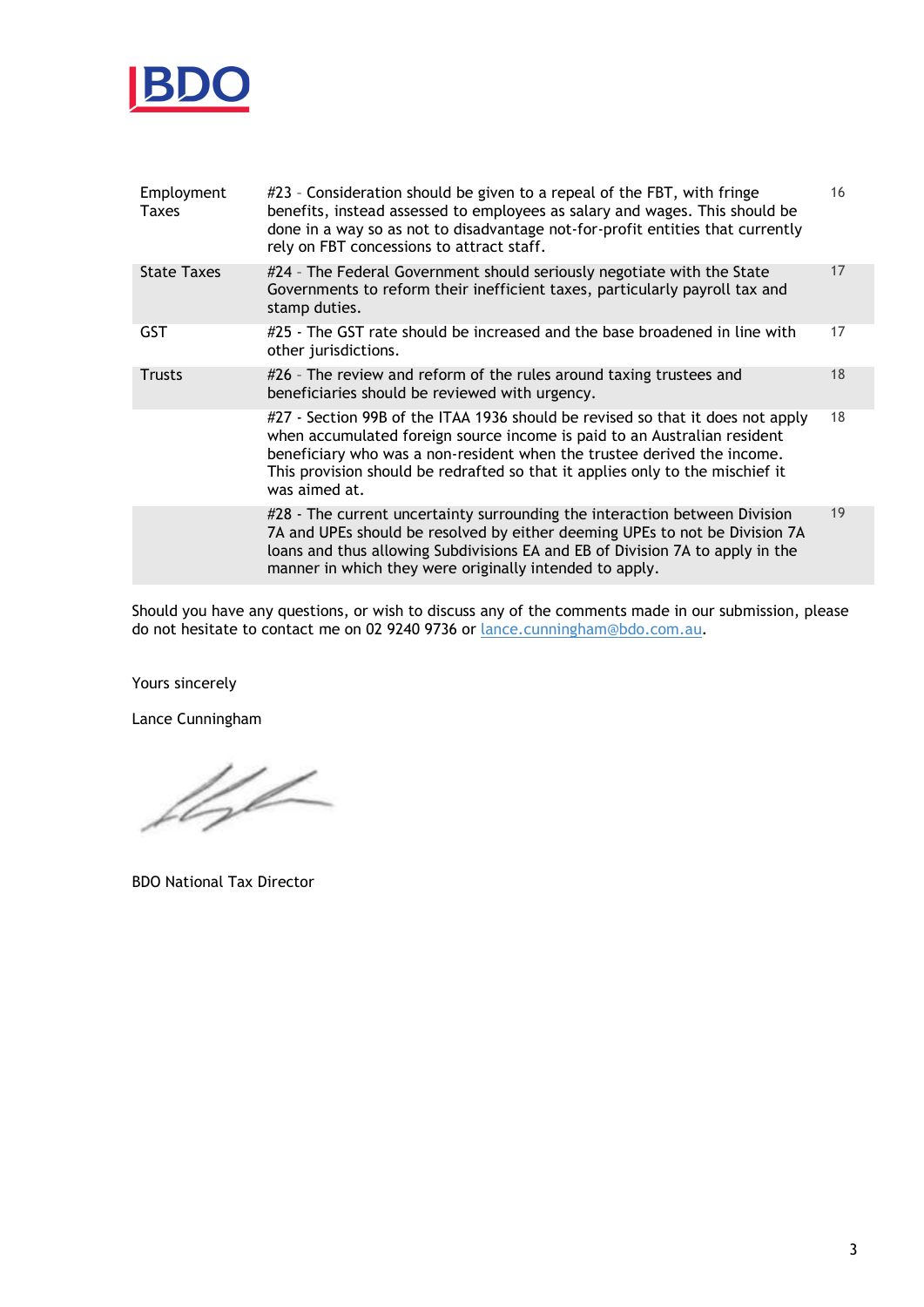| | | |
|---|---|---|
| Employment Taxes | #23 - Consideration should be given to a repeal of the FBT, with fringe benefits, instead assessed to employees as salary and wages. This should be done in a way so as not to disadvantage not-for-profit entities that currently rely on FBT concessions to attract staff. | 16 |
| State Taxes | #24 - The Federal Government should seriously negotiate with the State Governments to reform their inefficient taxes, particularly payroll tax and stamp duties. | 17 |
| GST | #25 - The GST rate should be increased and the base broadened in line with other jurisdictions. | 17 |
| Trusts | #26 - The review and reform of the rules around taxing trustees and beneficiaries should be reviewed with urgency. | 18 |
| | #27 - Section 99B of the ITAA 1936 should be revised so that it does not apply when accumulated foreign source income is paid to an Australian resident beneficiary who was a non-resident when the trustee derived the income. This provision should be redrafted so that it applies only to the mischief it was aimed at. | 18 |
| | #28 - The current uncertainty surrounding the interaction between Division 7A and UPEs should be resolved by either deeming UPEs to not be Division 7A loans and thus allowing Subdivisions EA and EB of Division 7A to apply in the manner in which they were originally intended to apply. | 19 |

Should you have any questions, or wish to discuss any of the comments made in our submission, please do not hesitate to contact me on 02 9240 9736 or lance.cunningham@bdo.com.au.

Yours sincerely

Lance Cunningham

BDO National Tax Director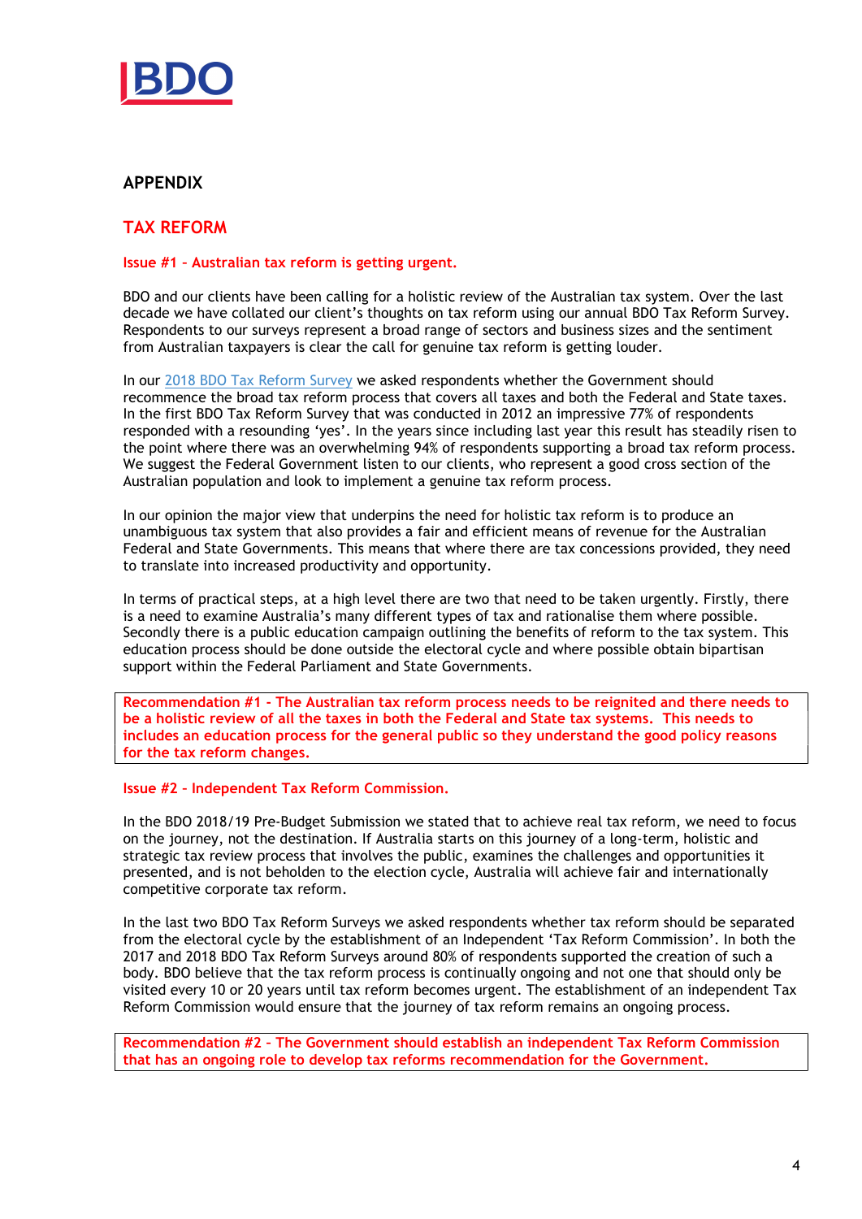## APPENDIX

## TAX REFORM

### Issue #1 – Australian tax reform is getting urgent.

BDO and our clients have been calling for a holistic review of the Australian tax system. Over the last decade we have collated our client's thoughts on tax reform using our annual BDO Tax Reform Survey. Respondents to our surveys represent a broad range of sectors and business sizes and the sentiment from Australian taxpayers is clear the call for genuine tax reform is getting louder.

In our 2018 BDO Tax Reform Survey we asked respondents whether the Government should recommence the broad tax reform process that covers all taxes and both the Federal and State taxes. In the first BDO Tax Reform Survey that was conducted in 2012 an impressive 77% of respondents responded with a resounding 'yes'. In the years since including last year this result has steadily risen to the point where there was an overwhelming 94% of respondents supporting a broad tax reform process. We suggest the Federal Government listen to our clients, who represent a good cross section of the Australian population and look to implement a genuine tax reform process.

In our opinion the major view that underpins the need for holistic tax reform is to produce an unambiguous tax system that also provides a fair and efficient means of revenue for the Australian Federal and State Governments. This means that where there are tax concessions provided, they need to translate into increased productivity and opportunity.

In terms of practical steps, at a high level there are two that need to be taken urgently. Firstly, there is a need to examine Australia's many different types of tax and rationalise them where possible. Secondly there is a public education campaign outlining the benefits of reform to the tax system. This education process should be done outside the electoral cycle and where possible obtain bipartisan support within the Federal Parliament and State Governments.

**Recommendation #1 - The Australian tax reform process needs to be reignited and there needs to be a holistic review of all the taxes in both the Federal and State tax systems. This needs to includes an education process for the general public so they understand the good policy reasons for the tax reform changes.**

### Issue #2 – Independent Tax Reform Commission.

In the BDO 2018/19 Pre-Budget Submission we stated that to achieve real tax reform, we need to focus on the journey, not the destination. If Australia starts on this journey of a long-term, holistic and strategic tax review process that involves the public, examines the challenges and opportunities it presented, and is not beholden to the election cycle, Australia will achieve fair and internationally competitive corporate tax reform.

In the last two BDO Tax Reform Surveys we asked respondents whether tax reform should be separated from the electoral cycle by the establishment of an Independent 'Tax Reform Commission'. In both the 2017 and 2018 BDO Tax Reform Surveys around 80% of respondents supported the creation of such a body. BDO believe that the tax reform process is continually ongoing and not one that should only be visited every 10 or 20 years until tax reform becomes urgent. The establishment of an independent Tax Reform Commission would ensure that the journey of tax reform remains an ongoing process.

**Recommendation #2 – The Government should establish an independent Tax Reform Commission that has an ongoing role to develop tax reforms recommendation for the Government.**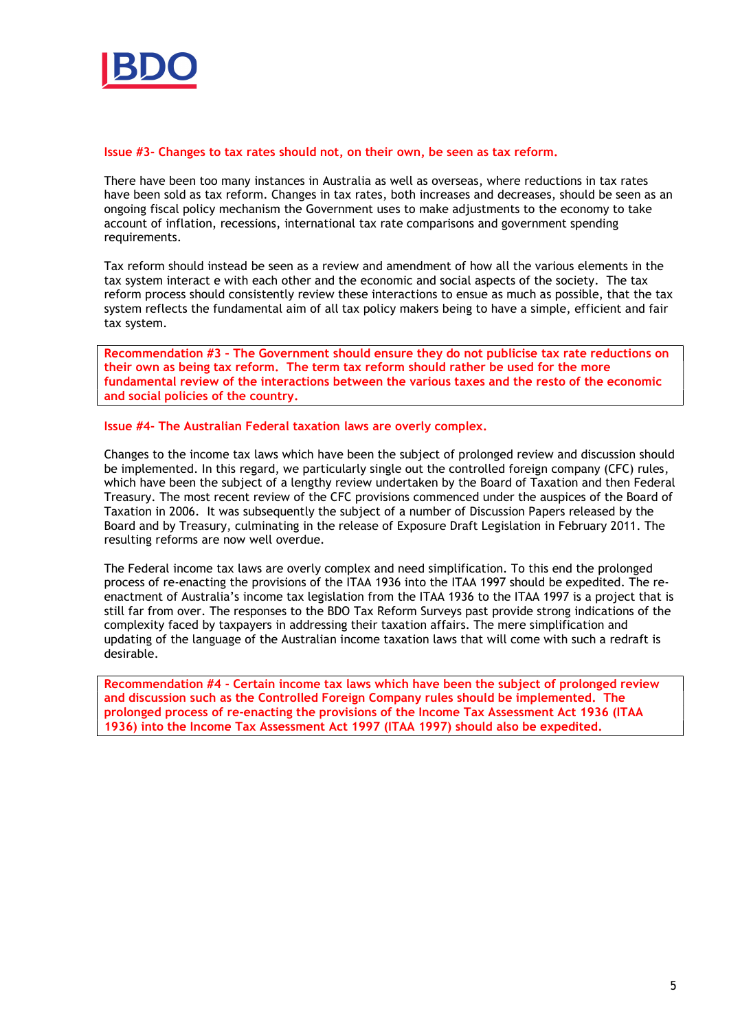**Issue #3- Changes to tax rates should not, on their own, be seen as tax reform.**

There have been too many instances in Australia as well as overseas, where reductions in tax rates have been sold as tax reform. Changes in tax rates, both increases and decreases, should be seen as an ongoing fiscal policy mechanism the Government uses to make adjustments to the economy to take account of inflation, recessions, international tax rate comparisons and government spending requirements.

Tax reform should instead be seen as a review and amendment of how all the various elements in the tax system interact e with each other and the economic and social aspects of the society. The tax reform process should consistently review these interactions to ensue as much as possible, that the tax system reflects the fundamental aim of all tax policy makers being to have a simple, efficient and fair tax system.

**Recommendation #3 – The Government should ensure they do not publicise tax rate reductions on their own as being tax reform. The term tax reform should rather be used for the more fundamental review of the interactions between the various taxes and the resto of the economic and social policies of the country.**

**Issue #4- The Australian Federal taxation laws are overly complex.**

Changes to the income tax laws which have been the subject of prolonged review and discussion should be implemented. In this regard, we particularly single out the controlled foreign company (CFC) rules, which have been the subject of a lengthy review undertaken by the Board of Taxation and then Federal Treasury. The most recent review of the CFC provisions commenced under the auspices of the Board of Taxation in 2006. It was subsequently the subject of a number of Discussion Papers released by the Board and by Treasury, culminating in the release of Exposure Draft Legislation in February 2011. The resulting reforms are now well overdue.

The Federal income tax laws are overly complex and need simplification. To this end the prolonged process of re-enacting the provisions of the ITAA 1936 into the ITAA 1997 should be expedited. The re-enactment of Australia's income tax legislation from the ITAA 1936 to the ITAA 1997 is a project that is still far from over. The responses to the BDO Tax Reform Surveys past provide strong indications of the complexity faced by taxpayers in addressing their taxation affairs. The mere simplification and updating of the language of the Australian income taxation laws that will come with such a redraft is desirable.

**Recommendation #4 - Certain income tax laws which have been the subject of prolonged review and discussion such as the Controlled Foreign Company rules should be implemented. The prolonged process of re-enacting the provisions of the Income Tax Assessment Act 1936 (ITAA 1936) into the Income Tax Assessment Act 1997 (ITAA 1997) should also be expedited.**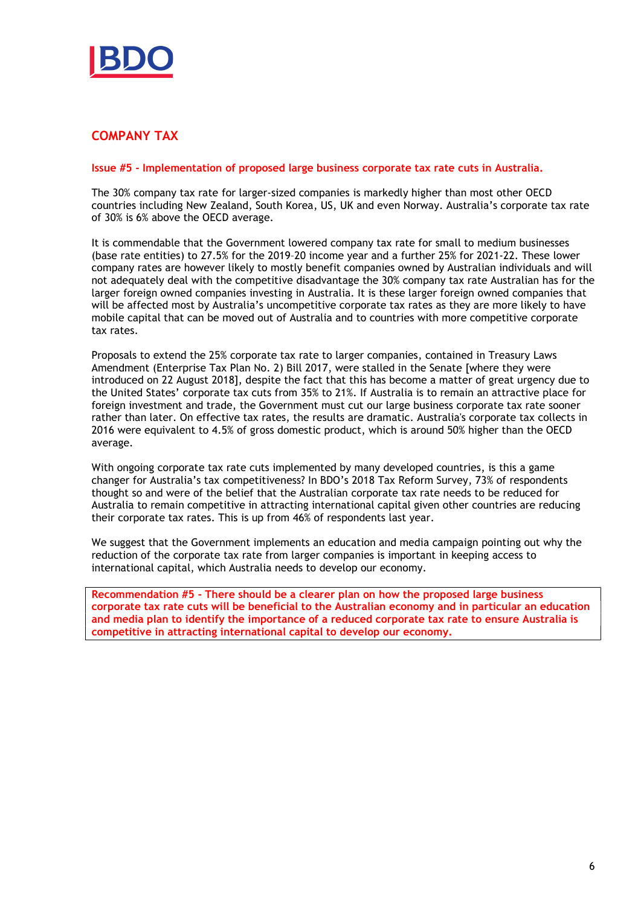## COMPANY TAX

**Issue #5 - Implementation of proposed large business corporate tax rate cuts in Australia.**

The 30% company tax rate for larger-sized companies is markedly higher than most other OECD countries including New Zealand, South Korea, US, UK and even Norway. Australia's corporate tax rate of 30% is 6% above the OECD average.

It is commendable that the Government lowered company tax rate for small to medium businesses (base rate entities) to 27.5% for the 2019–20 income year and a further 25% for 2021-22. These lower company rates are however likely to mostly benefit companies owned by Australian individuals and will not adequately deal with the competitive disadvantage the 30% company tax rate Australian has for the larger foreign owned companies investing in Australia. It is these larger foreign owned companies that will be affected most by Australia's uncompetitive corporate tax rates as they are more likely to have mobile capital that can be moved out of Australia and to countries with more competitive corporate tax rates.

Proposals to extend the 25% corporate tax rate to larger companies, contained in Treasury Laws Amendment (Enterprise Tax Plan No. 2) Bill 2017, were stalled in the Senate [where they were introduced on 22 August 2018], despite the fact that this has become a matter of great urgency due to the United States' corporate tax cuts from 35% to 21%. If Australia is to remain an attractive place for foreign investment and trade, the Government must cut our large business corporate tax rate sooner rather than later. On effective tax rates, the results are dramatic. Australia's corporate tax collects in 2016 were equivalent to 4.5% of gross domestic product, which is around 50% higher than the OECD average.

With ongoing corporate tax rate cuts implemented by many developed countries, is this a game changer for Australia's tax competitiveness? In BDO's 2018 Tax Reform Survey, 73% of respondents thought so and were of the belief that the Australian corporate tax rate needs to be reduced for Australia to remain competitive in attracting international capital given other countries are reducing their corporate tax rates. This is up from 46% of respondents last year.

We suggest that the Government implements an education and media campaign pointing out why the reduction of the corporate tax rate from larger companies is important in keeping access to international capital, which Australia needs to develop our economy.

**Recommendation #5 - There should be a clearer plan on how the proposed large business corporate tax rate cuts will be beneficial to the Australian economy and in particular an education and media plan to identify the importance of a reduced corporate tax rate to ensure Australia is competitive in attracting international capital to develop our economy.**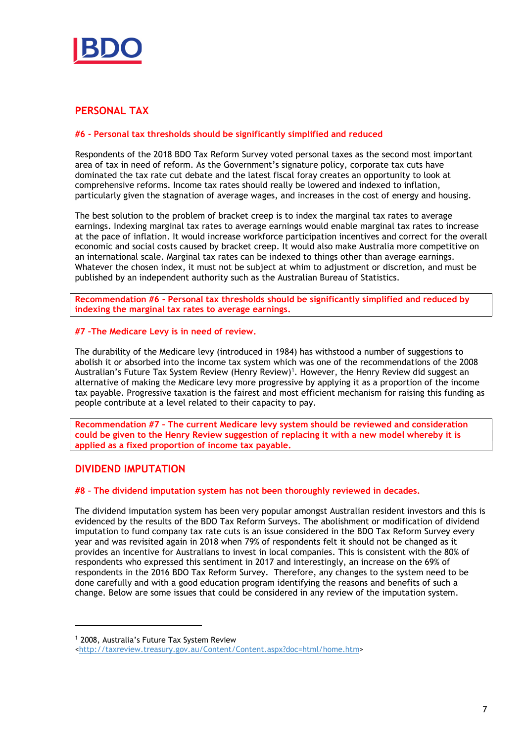## PERSONAL TAX

### #6 - Personal tax thresholds should be significantly simplified and reduced

Respondents of the 2018 BDO Tax Reform Survey voted personal taxes as the second most important area of tax in need of reform. As the Government's signature policy, corporate tax cuts have dominated the tax rate cut debate and the latest fiscal foray creates an opportunity to look at comprehensive reforms. Income tax rates should really be lowered and indexed to inflation, particularly given the stagnation of average wages, and increases in the cost of energy and housing.

The best solution to the problem of bracket creep is to index the marginal tax rates to average earnings. Indexing marginal tax rates to average earnings would enable marginal tax rates to increase at the pace of inflation. It would increase workforce participation incentives and correct for the overall economic and social costs caused by bracket creep. It would also make Australia more competitive on an international scale. Marginal tax rates can be indexed to things other than average earnings. Whatever the chosen index, it must not be subject at whim to adjustment or discretion, and must be published by an independent authority such as the Australian Bureau of Statistics.

**Recommendation #6 - Personal tax thresholds should be significantly simplified and reduced by indexing the marginal tax rates to average earnings.**

### #7 -The Medicare Levy is in need of review.

The durability of the Medicare levy (introduced in 1984) has withstood a number of suggestions to abolish it or absorbed into the income tax system which was one of the recommendations of the 2008 Australian's Future Tax System Review (Henry Review)[1]. However, the Henry Review did suggest an alternative of making the Medicare levy more progressive by applying it as a proportion of the income tax payable. Progressive taxation is the fairest and most efficient mechanism for raising this funding as people contribute at a level related to their capacity to pay.

**Recommendation #7 - The current Medicare levy system should be reviewed and consideration could be given to the Henry Review suggestion of replacing it with a new model whereby it is applied as a fixed proportion of income tax payable.**

## DIVIDEND IMPUTATION

### #8 - The dividend imputation system has not been thoroughly reviewed in decades.

The dividend imputation system has been very popular amongst Australian resident investors and this is evidenced by the results of the BDO Tax Reform Surveys. The abolishment or modification of dividend imputation to fund company tax rate cuts is an issue considered in the BDO Tax Reform Survey every year and was revisited again in 2018 when 79% of respondents felt it should not be changed as it provides an incentive for Australians to invest in local companies. This is consistent with the 80% of respondents who expressed this sentiment in 2017 and interestingly, an increase on the 69% of respondents in the 2016 BDO Tax Reform Survey. Therefore, any changes to the system need to be done carefully and with a good education program identifying the reasons and benefits of such a change. Below are some issues that could be considered in any review of the imputation system.

---

[1] 2008, Australia's Future Tax System Review <http://taxreview.treasury.gov.au/Content/Content.aspx?doc=html/home.htm>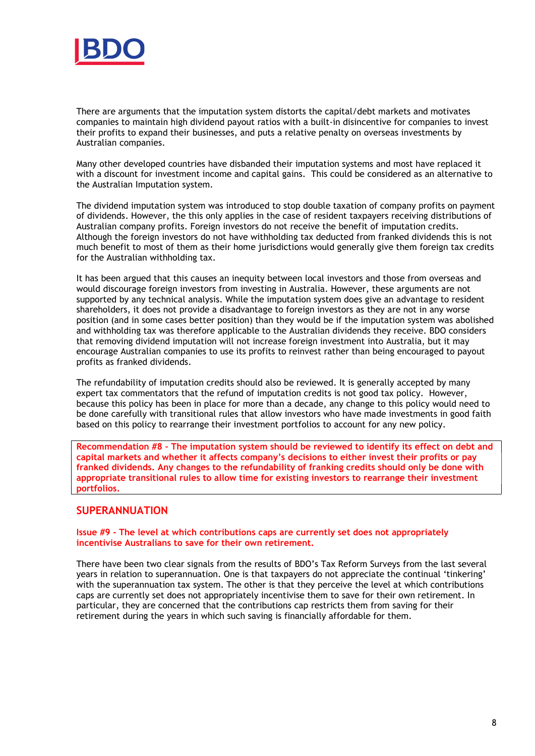There are arguments that the imputation system distorts the capital/debt markets and motivates companies to maintain high dividend payout ratios with a built-in disincentive for companies to invest their profits to expand their businesses, and puts a relative penalty on overseas investments by Australian companies.

Many other developed countries have disbanded their imputation systems and most have replaced it with a discount for investment income and capital gains. This could be considered as an alternative to the Australian Imputation system.

The dividend imputation system was introduced to stop double taxation of company profits on payment of dividends. However, the this only applies in the case of resident taxpayers receiving distributions of Australian company profits. Foreign investors do not receive the benefit of imputation credits. Although the foreign investors do not have withholding tax deducted from franked dividends this is not much benefit to most of them as their home jurisdictions would generally give them foreign tax credits for the Australian withholding tax.

It has been argued that this causes an inequity between local investors and those from overseas and would discourage foreign investors from investing in Australia. However, these arguments are not supported by any technical analysis. While the imputation system does give an advantage to resident shareholders, it does not provide a disadvantage to foreign investors as they are not in any worse position (and in some cases better position) than they would be if the imputation system was abolished and withholding tax was therefore applicable to the Australian dividends they receive. BDO considers that removing dividend imputation will not increase foreign investment into Australia, but it may encourage Australian companies to use its profits to reinvest rather than being encouraged to payout profits as franked dividends.

The refundability of imputation credits should also be reviewed. It is generally accepted by many expert tax commentators that the refund of imputation credits is not good tax policy. However, because this policy has been in place for more than a decade, any change to this policy would need to be done carefully with transitional rules that allow investors who have made investments in good faith based on this policy to rearrange their investment portfolios to account for any new policy.

**Recommendation #8 – The imputation system should be reviewed to identify its effect on debt and capital markets and whether it affects company's decisions to either invest their profits or pay franked dividends. Any changes to the refundability of franking credits should only be done with appropriate transitional rules to allow time for existing investors to rearrange their investment portfolios.**

## SUPERANNUATION

**Issue #9 - The level at which contributions caps are currently set does not appropriately incentivise Australians to save for their own retirement.**

There have been two clear signals from the results of BDO's Tax Reform Surveys from the last several years in relation to superannuation. One is that taxpayers do not appreciate the continual 'tinkering' with the superannuation tax system. The other is that they perceive the level at which contributions caps are currently set does not appropriately incentivise them to save for their own retirement. In particular, they are concerned that the contributions cap restricts them from saving for their retirement during the years in which such saving is financially affordable for them.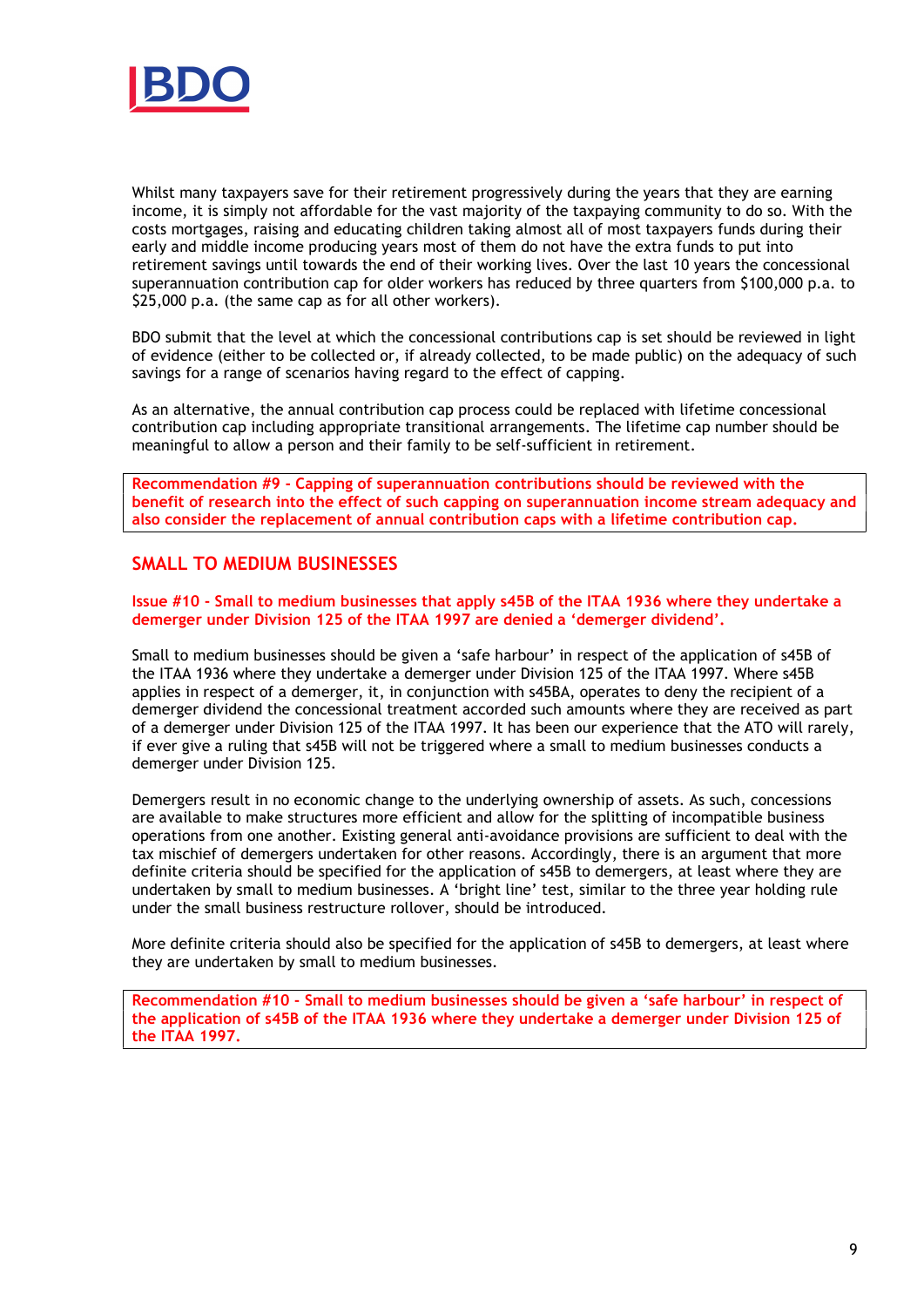Whilst many taxpayers save for their retirement progressively during the years that they are earning income, it is simply not affordable for the vast majority of the taxpaying community to do so. With the costs mortgages, raising and educating children taking almost all of most taxpayers funds during their early and middle income producing years most of them do not have the extra funds to put into retirement savings until towards the end of their working lives. Over the last 10 years the concessional superannuation contribution cap for older workers has reduced by three quarters from $100,000 p.a. to $25,000 p.a. (the same cap as for all other workers).

BDO submit that the level at which the concessional contributions cap is set should be reviewed in light of evidence (either to be collected or, if already collected, to be made public) on the adequacy of such savings for a range of scenarios having regard to the effect of capping.

As an alternative, the annual contribution cap process could be replaced with lifetime concessional contribution cap including appropriate transitional arrangements. The lifetime cap number should be meaningful to allow a person and their family to be self-sufficient in retirement.

**Recommendation #9 - Capping of superannuation contributions should be reviewed with the benefit of research into the effect of such capping on superannuation income stream adequacy and also consider the replacement of annual contribution caps with a lifetime contribution cap.**

## SMALL TO MEDIUM BUSINESSES

**Issue #10 - Small to medium businesses that apply s45B of the ITAA 1936 where they undertake a demerger under Division 125 of the ITAA 1997 are denied a 'demerger dividend'.**

Small to medium businesses should be given a 'safe harbour' in respect of the application of s45B of the ITAA 1936 where they undertake a demerger under Division 125 of the ITAA 1997. Where s45B applies in respect of a demerger, it, in conjunction with s45BA, operates to deny the recipient of a demerger dividend the concessional treatment accorded such amounts where they are received as part of a demerger under Division 125 of the ITAA 1997. It has been our experience that the ATO will rarely, if ever give a ruling that s45B will not be triggered where a small to medium businesses conducts a demerger under Division 125.

Demergers result in no economic change to the underlying ownership of assets. As such, concessions are available to make structures more efficient and allow for the splitting of incompatible business operations from one another. Existing general anti-avoidance provisions are sufficient to deal with the tax mischief of demergers undertaken for other reasons. Accordingly, there is an argument that more definite criteria should be specified for the application of s45B to demergers, at least where they are undertaken by small to medium businesses. A 'bright line' test, similar to the three year holding rule under the small business restructure rollover, should be introduced.

More definite criteria should also be specified for the application of s45B to demergers, at least where they are undertaken by small to medium businesses.

**Recommendation #10 - Small to medium businesses should be given a 'safe harbour' in respect of the application of s45B of the ITAA 1936 where they undertake a demerger under Division 125 of the ITAA 1997.**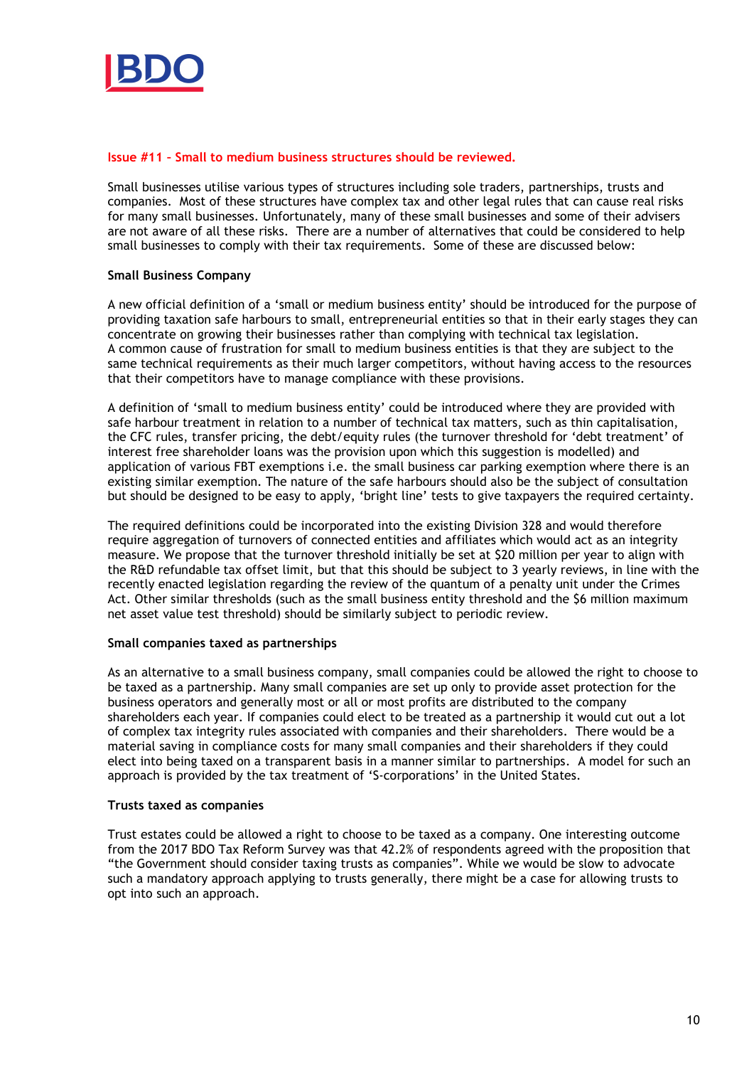## Issue #11 – Small to medium business structures should be reviewed.

Small businesses utilise various types of structures including sole traders, partnerships, trusts and companies. Most of these structures have complex tax and other legal rules that can cause real risks for many small businesses. Unfortunately, many of these small businesses and some of their advisers are not aware of all these risks. There are a number of alternatives that could be considered to help small businesses to comply with their tax requirements. Some of these are discussed below:

### Small Business Company

A new official definition of a 'small or medium business entity' should be introduced for the purpose of providing taxation safe harbours to small, entrepreneurial entities so that in their early stages they can concentrate on growing their businesses rather than complying with technical tax legislation.
A common cause of frustration for small to medium business entities is that they are subject to the same technical requirements as their much larger competitors, without having access to the resources that their competitors have to manage compliance with these provisions.

A definition of 'small to medium business entity' could be introduced where they are provided with safe harbour treatment in relation to a number of technical tax matters, such as thin capitalisation, the CFC rules, transfer pricing, the debt/equity rules (the turnover threshold for 'debt treatment' of interest free shareholder loans was the provision upon which this suggestion is modelled) and application of various FBT exemptions i.e. the small business car parking exemption where there is an existing similar exemption. The nature of the safe harbours should also be the subject of consultation but should be designed to be easy to apply, 'bright line' tests to give taxpayers the required certainty.

The required definitions could be incorporated into the existing Division 328 and would therefore require aggregation of turnovers of connected entities and affiliates which would act as an integrity measure. We propose that the turnover threshold initially be set at $20 million per year to align with the R&D refundable tax offset limit, but that this should be subject to 3 yearly reviews, in line with the recently enacted legislation regarding the review of the quantum of a penalty unit under the Crimes Act. Other similar thresholds (such as the small business entity threshold and the $6 million maximum net asset value test threshold) should be similarly subject to periodic review.

### Small companies taxed as partnerships

As an alternative to a small business company, small companies could be allowed the right to choose to be taxed as a partnership. Many small companies are set up only to provide asset protection for the business operators and generally most or all or most profits are distributed to the company shareholders each year. If companies could elect to be treated as a partnership it would cut out a lot of complex tax integrity rules associated with companies and their shareholders. There would be a material saving in compliance costs for many small companies and their shareholders if they could elect into being taxed on a transparent basis in a manner similar to partnerships. A model for such an approach is provided by the tax treatment of 'S-corporations' in the United States.

### Trusts taxed as companies

Trust estates could be allowed a right to choose to be taxed as a company. One interesting outcome from the 2017 BDO Tax Reform Survey was that 42.2% of respondents agreed with the proposition that "the Government should consider taxing trusts as companies". While we would be slow to advocate such a mandatory approach applying to trusts generally, there might be a case for allowing trusts to opt into such an approach.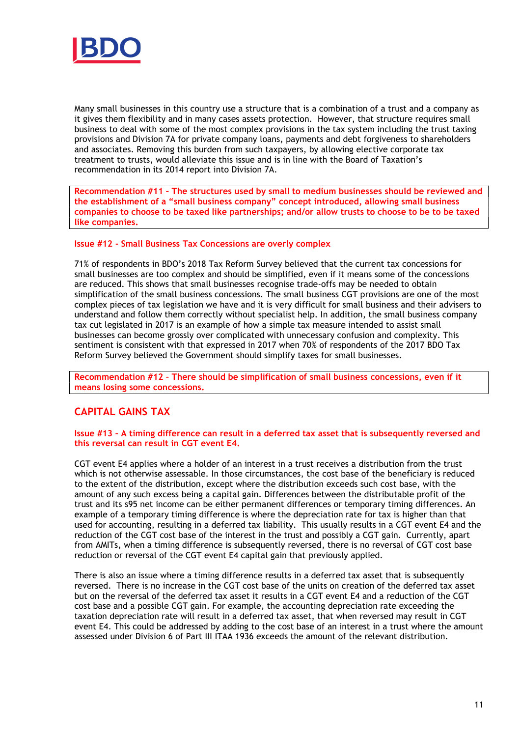Many small businesses in this country use a structure that is a combination of a trust and a company as it gives them flexibility and in many cases assets protection. However, that structure requires small business to deal with some of the most complex provisions in the tax system including the trust taxing provisions and Division 7A for private company loans, payments and debt forgiveness to shareholders and associates. Removing this burden from such taxpayers, by allowing elective corporate tax treatment to trusts, would alleviate this issue and is in line with the Board of Taxation's recommendation in its 2014 report into Division 7A.

**Recommendation #11 – The structures used by small to medium businesses should be reviewed and the establishment of a "small business company" concept introduced, allowing small business companies to choose to be taxed like partnerships; and/or allow trusts to choose to be to be taxed like companies.**

### Issue #12 - Small Business Tax Concessions are overly complex

71% of respondents in BDO's 2018 Tax Reform Survey believed that the current tax concessions for small businesses are too complex and should be simplified, even if it means some of the concessions are reduced. This shows that small businesses recognise trade-offs may be needed to obtain simplification of the small business concessions. The small business CGT provisions are one of the most complex pieces of tax legislation we have and it is very difficult for small business and their advisers to understand and follow them correctly without specialist help. In addition, the small business company tax cut legislated in 2017 is an example of how a simple tax measure intended to assist small businesses can become grossly over complicated with unnecessary confusion and complexity. This sentiment is consistent with that expressed in 2017 when 70% of respondents of the 2017 BDO Tax Reform Survey believed the Government should simplify taxes for small businesses.

**Recommendation #12 – There should be simplification of small business concessions, even if it means losing some concessions.**

## CAPITAL GAINS TAX

### Issue #13 – A timing difference can result in a deferred tax asset that is subsequently reversed and this reversal can result in CGT event E4.

CGT event E4 applies where a holder of an interest in a trust receives a distribution from the trust which is not otherwise assessable. In those circumstances, the cost base of the beneficiary is reduced to the extent of the distribution, except where the distribution exceeds such cost base, with the amount of any such excess being a capital gain. Differences between the distributable profit of the trust and its s95 net income can be either permanent differences or temporary timing differences. An example of a temporary timing difference is where the depreciation rate for tax is higher than that used for accounting, resulting in a deferred tax liability. This usually results in a CGT event E4 and the reduction of the CGT cost base of the interest in the trust and possibly a CGT gain. Currently, apart from AMITs, when a timing difference is subsequently reversed, there is no reversal of CGT cost base reduction or reversal of the CGT event E4 capital gain that previously applied.

There is also an issue where a timing difference results in a deferred tax asset that is subsequently reversed. There is no increase in the CGT cost base of the units on creation of the deferred tax asset but on the reversal of the deferred tax asset it results in a CGT event E4 and a reduction of the CGT cost base and a possible CGT gain. For example, the accounting depreciation rate exceeding the taxation depreciation rate will result in a deferred tax asset, that when reversed may result in CGT event E4. This could be addressed by adding to the cost base of an interest in a trust where the amount assessed under Division 6 of Part III ITAA 1936 exceeds the amount of the relevant distribution.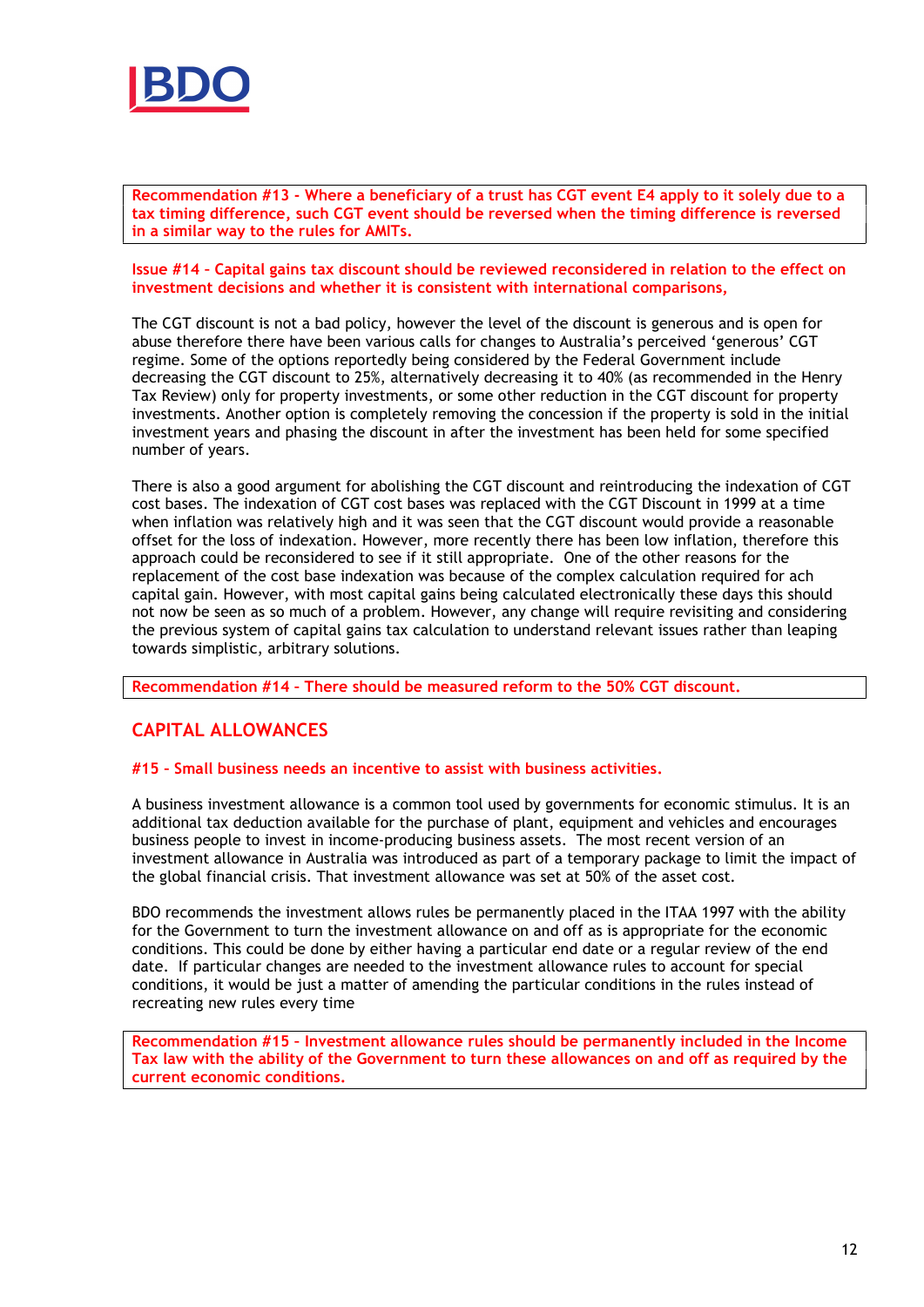**Recommendation #13 - Where a beneficiary of a trust has CGT event E4 apply to it solely due to a tax timing difference, such CGT event should be reversed when the timing difference is reversed in a similar way to the rules for AMITs.**

**Issue #14 – Capital gains tax discount should be reviewed reconsidered in relation to the effect on investment decisions and whether it is consistent with international comparisons,**

The CGT discount is not a bad policy, however the level of the discount is generous and is open for abuse therefore there have been various calls for changes to Australia's perceived 'generous' CGT regime. Some of the options reportedly being considered by the Federal Government include decreasing the CGT discount to 25%, alternatively decreasing it to 40% (as recommended in the Henry Tax Review) only for property investments, or some other reduction in the CGT discount for property investments. Another option is completely removing the concession if the property is sold in the initial investment years and phasing the discount in after the investment has been held for some specified number of years.

There is also a good argument for abolishing the CGT discount and reintroducing the indexation of CGT cost bases. The indexation of CGT cost bases was replaced with the CGT Discount in 1999 at a time when inflation was relatively high and it was seen that the CGT discount would provide a reasonable offset for the loss of indexation. However, more recently there has been low inflation, therefore this approach could be reconsidered to see if it still appropriate. One of the other reasons for the replacement of the cost base indexation was because of the complex calculation required for ach capital gain. However, with most capital gains being calculated electronically these days this should not now be seen as so much of a problem. However, any change will require revisiting and considering the previous system of capital gains tax calculation to understand relevant issues rather than leaping towards simplistic, arbitrary solutions.

**Recommendation #14 – There should be measured reform to the 50% CGT discount.**

## CAPITAL ALLOWANCES

**#15 – Small business needs an incentive to assist with business activities.**

A business investment allowance is a common tool used by governments for economic stimulus. It is an additional tax deduction available for the purchase of plant, equipment and vehicles and encourages business people to invest in income-producing business assets. The most recent version of an investment allowance in Australia was introduced as part of a temporary package to limit the impact of the global financial crisis. That investment allowance was set at 50% of the asset cost.

BDO recommends the investment allows rules be permanently placed in the ITAA 1997 with the ability for the Government to turn the investment allowance on and off as is appropriate for the economic conditions. This could be done by either having a particular end date or a regular review of the end date. If particular changes are needed to the investment allowance rules to account for special conditions, it would be just a matter of amending the particular conditions in the rules instead of recreating new rules every time

**Recommendation #15 – Investment allowance rules should be permanently included in the Income Tax law with the ability of the Government to turn these allowances on and off as required by the current economic conditions.**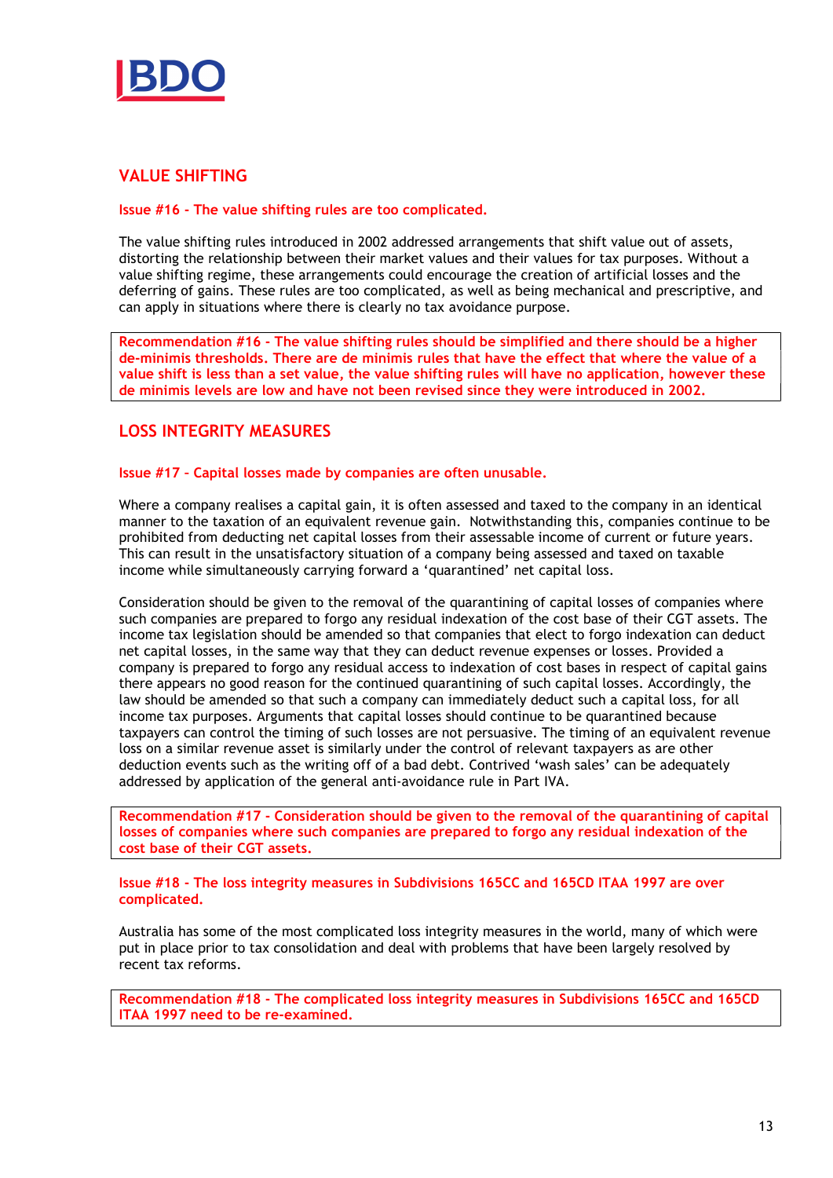## VALUE SHIFTING

**Issue #16 - The value shifting rules are too complicated.**

The value shifting rules introduced in 2002 addressed arrangements that shift value out of assets, distorting the relationship between their market values and their values for tax purposes. Without a value shifting regime, these arrangements could encourage the creation of artificial losses and the deferring of gains. These rules are too complicated, as well as being mechanical and prescriptive, and can apply in situations where there is clearly no tax avoidance purpose.

**Recommendation #16 - The value shifting rules should be simplified and there should be a higher de-minimis thresholds. There are de minimis rules that have the effect that where the value of a value shift is less than a set value, the value shifting rules will have no application, however these de minimis levels are low and have not been revised since they were introduced in 2002.**

## LOSS INTEGRITY MEASURES

**Issue #17 – Capital losses made by companies are often unusable.**

Where a company realises a capital gain, it is often assessed and taxed to the company in an identical manner to the taxation of an equivalent revenue gain. Notwithstanding this, companies continue to be prohibited from deducting net capital losses from their assessable income of current or future years. This can result in the unsatisfactory situation of a company being assessed and taxed on taxable income while simultaneously carrying forward a 'quarantined' net capital loss.

Consideration should be given to the removal of the quarantining of capital losses of companies where such companies are prepared to forgo any residual indexation of the cost base of their CGT assets. The income tax legislation should be amended so that companies that elect to forgo indexation can deduct net capital losses, in the same way that they can deduct revenue expenses or losses. Provided a company is prepared to forgo any residual access to indexation of cost bases in respect of capital gains there appears no good reason for the continued quarantining of such capital losses. Accordingly, the law should be amended so that such a company can immediately deduct such a capital loss, for all income tax purposes. Arguments that capital losses should continue to be quarantined because taxpayers can control the timing of such losses are not persuasive. The timing of an equivalent revenue loss on a similar revenue asset is similarly under the control of relevant taxpayers as are other deduction events such as the writing off of a bad debt. Contrived 'wash sales' can be adequately addressed by application of the general anti-avoidance rule in Part IVA.

**Recommendation #17 - Consideration should be given to the removal of the quarantining of capital losses of companies where such companies are prepared to forgo any residual indexation of the cost base of their CGT assets.**

**Issue #18 - The loss integrity measures in Subdivisions 165CC and 165CD ITAA 1997 are over complicated.**

Australia has some of the most complicated loss integrity measures in the world, many of which were put in place prior to tax consolidation and deal with problems that have been largely resolved by recent tax reforms.

**Recommendation #18 - The complicated loss integrity measures in Subdivisions 165CC and 165CD ITAA 1997 need to be re-examined.**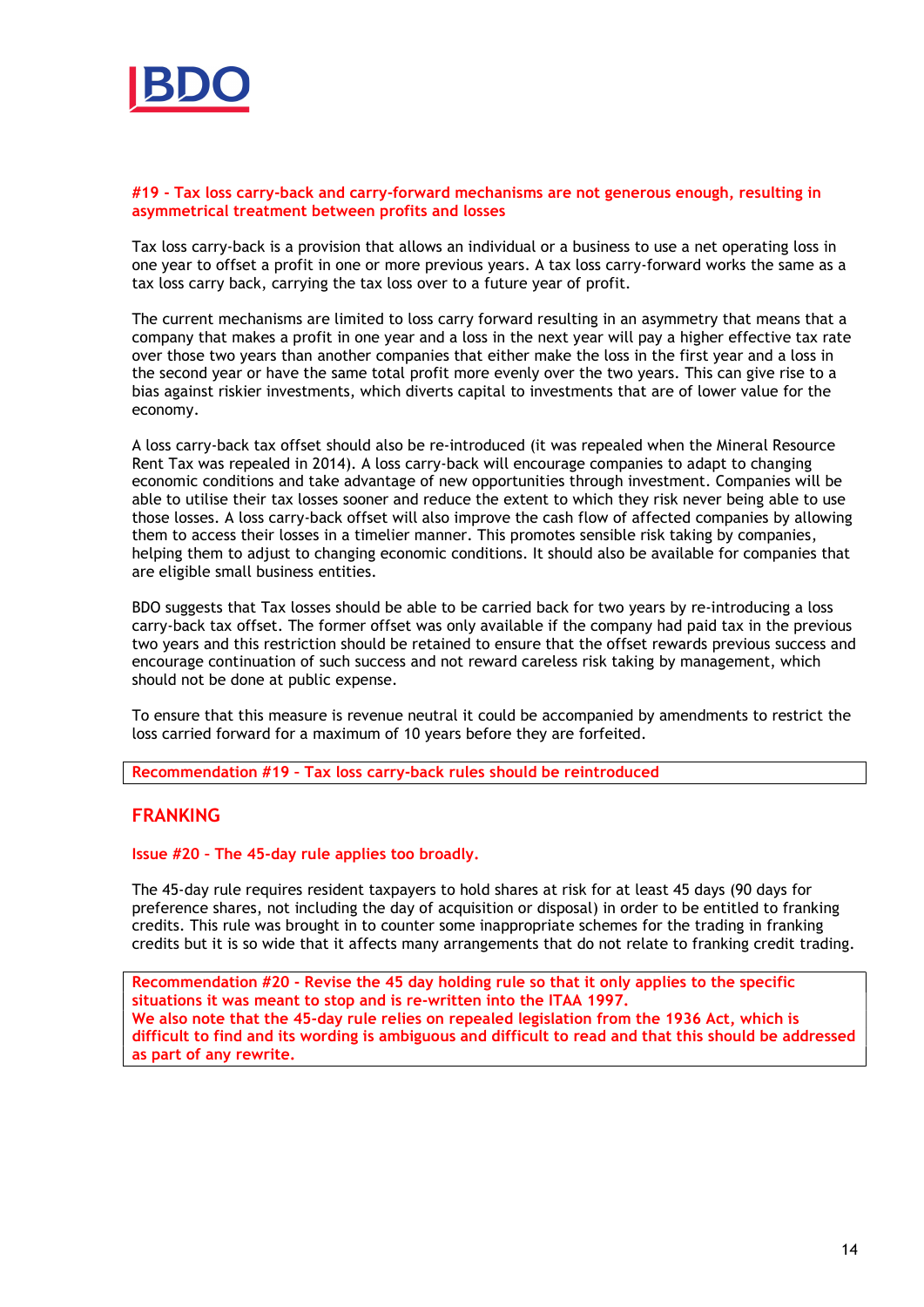### #19 - Tax loss carry-back and carry-forward mechanisms are not generous enough, resulting in asymmetrical treatment between profits and losses

Tax loss carry-back is a provision that allows an individual or a business to use a net operating loss in one year to offset a profit in one or more previous years. A tax loss carry-forward works the same as a tax loss carry back, carrying the tax loss over to a future year of profit.

The current mechanisms are limited to loss carry forward resulting in an asymmetry that means that a company that makes a profit in one year and a loss in the next year will pay a higher effective tax rate over those two years than another companies that either make the loss in the first year and a loss in the second year or have the same total profit more evenly over the two years. This can give rise to a bias against riskier investments, which diverts capital to investments that are of lower value for the economy.

A loss carry-back tax offset should also be re-introduced (it was repealed when the Mineral Resource Rent Tax was repealed in 2014). A loss carry-back will encourage companies to adapt to changing economic conditions and take advantage of new opportunities through investment. Companies will be able to utilise their tax losses sooner and reduce the extent to which they risk never being able to use those losses. A loss carry-back offset will also improve the cash flow of affected companies by allowing them to access their losses in a timelier manner. This promotes sensible risk taking by companies, helping them to adjust to changing economic conditions. It should also be available for companies that are eligible small business entities.

BDO suggests that Tax losses should be able to be carried back for two years by re-introducing a loss carry-back tax offset. The former offset was only available if the company had paid tax in the previous two years and this restriction should be retained to ensure that the offset rewards previous success and encourage continuation of such success and not reward careless risk taking by management, which should not be done at public expense.

To ensure that this measure is revenue neutral it could be accompanied by amendments to restrict the loss carried forward for a maximum of 10 years before they are forfeited.

**Recommendation #19 – Tax loss carry-back rules should be reintroduced**

## FRANKING

### Issue #20 – The 45-day rule applies too broadly.

The 45-day rule requires resident taxpayers to hold shares at risk for at least 45 days (90 days for preference shares, not including the day of acquisition or disposal) in order to be entitled to franking credits. This rule was brought in to counter some inappropriate schemes for the trading in franking credits but it is so wide that it affects many arrangements that do not relate to franking credit trading.

**Recommendation #20 - Revise the 45 day holding rule so that it only applies to the specific situations it was meant to stop and is re-written into the ITAA 1997.**
**We also note that the 45-day rule relies on repealed legislation from the 1936 Act, which is difficult to find and its wording is ambiguous and difficult to read and that this should be addressed as part of any rewrite.**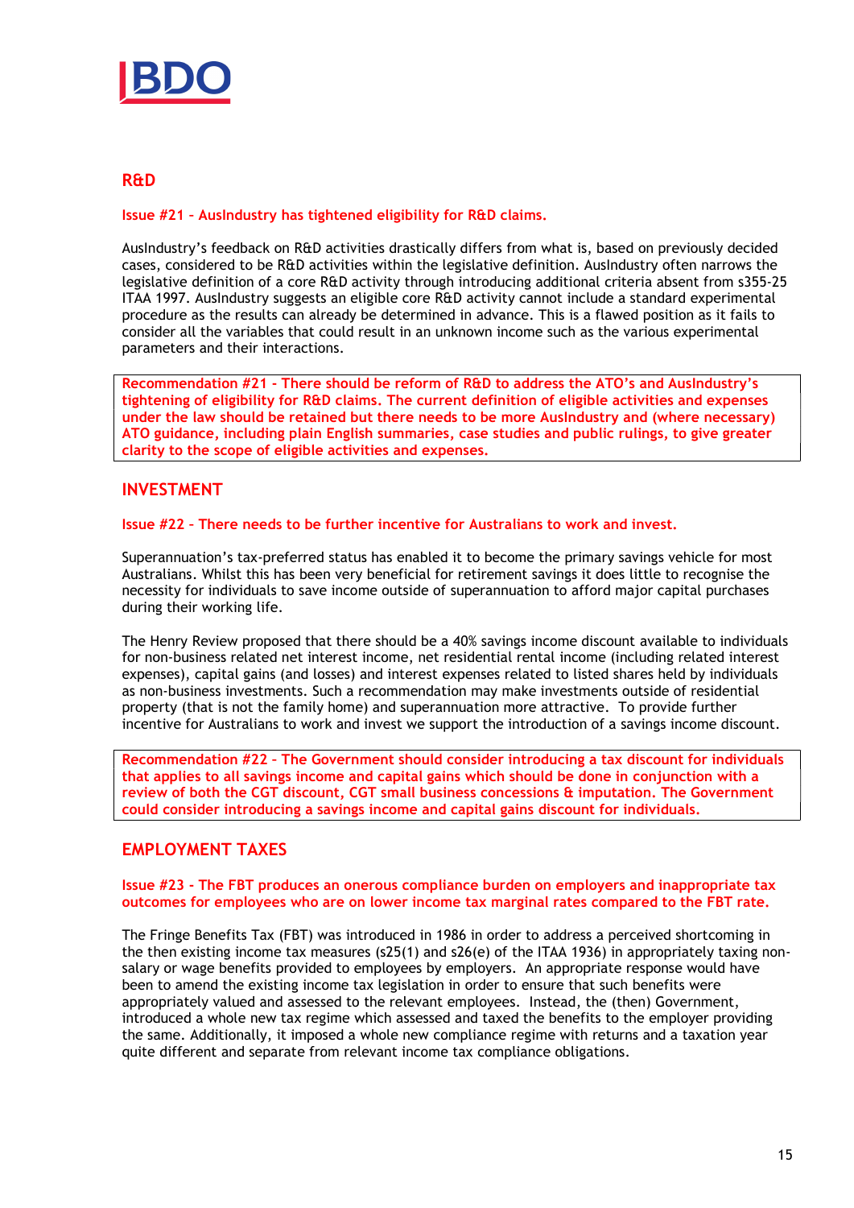## R&D

**Issue #21 - AusIndustry has tightened eligibility for R&D claims.**

AusIndustry's feedback on R&D activities drastically differs from what is, based on previously decided cases, considered to be R&D activities within the legislative definition. AusIndustry often narrows the legislative definition of a core R&D activity through introducing additional criteria absent from s355-25 ITAA 1997. AusIndustry suggests an eligible core R&D activity cannot include a standard experimental procedure as the results can already be determined in advance. This is a flawed position as it fails to consider all the variables that could result in an unknown income such as the various experimental parameters and their interactions.

> **Recommendation #21 - There should be reform of R&D to address the ATO's and AusIndustry's tightening of eligibility for R&D claims. The current definition of eligible activities and expenses under the law should be retained but there needs to be more AusIndustry and (where necessary) ATO guidance, including plain English summaries, case studies and public rulings, to give greater clarity to the scope of eligible activities and expenses.**

## INVESTMENT

**Issue #22 – There needs to be further incentive for Australians to work and invest.**

Superannuation's tax-preferred status has enabled it to become the primary savings vehicle for most Australians. Whilst this has been very beneficial for retirement savings it does little to recognise the necessity for individuals to save income outside of superannuation to afford major capital purchases during their working life.

The Henry Review proposed that there should be a 40% savings income discount available to individuals for non-business related net interest income, net residential rental income (including related interest expenses), capital gains (and losses) and interest expenses related to listed shares held by individuals as non-business investments. Such a recommendation may make investments outside of residential property (that is not the family home) and superannuation more attractive. To provide further incentive for Australians to work and invest we support the introduction of a savings income discount.

> **Recommendation #22 – The Government should consider introducing a tax discount for individuals that applies to all savings income and capital gains which should be done in conjunction with a review of both the CGT discount, CGT small business concessions & imputation. The Government could consider introducing a savings income and capital gains discount for individuals.**

## EMPLOYMENT TAXES

**Issue #23 - The FBT produces an onerous compliance burden on employers and inappropriate tax outcomes for employees who are on lower income tax marginal rates compared to the FBT rate.**

The Fringe Benefits Tax (FBT) was introduced in 1986 in order to address a perceived shortcoming in the then existing income tax measures (s25(1) and s26(e) of the ITAA 1936) in appropriately taxing non-salary or wage benefits provided to employees by employers. An appropriate response would have been to amend the existing income tax legislation in order to ensure that such benefits were appropriately valued and assessed to the relevant employees. Instead, the (then) Government, introduced a whole new tax regime which assessed and taxed the benefits to the employer providing the same. Additionally, it imposed a whole new compliance regime with returns and a taxation year quite different and separate from relevant income tax compliance obligations.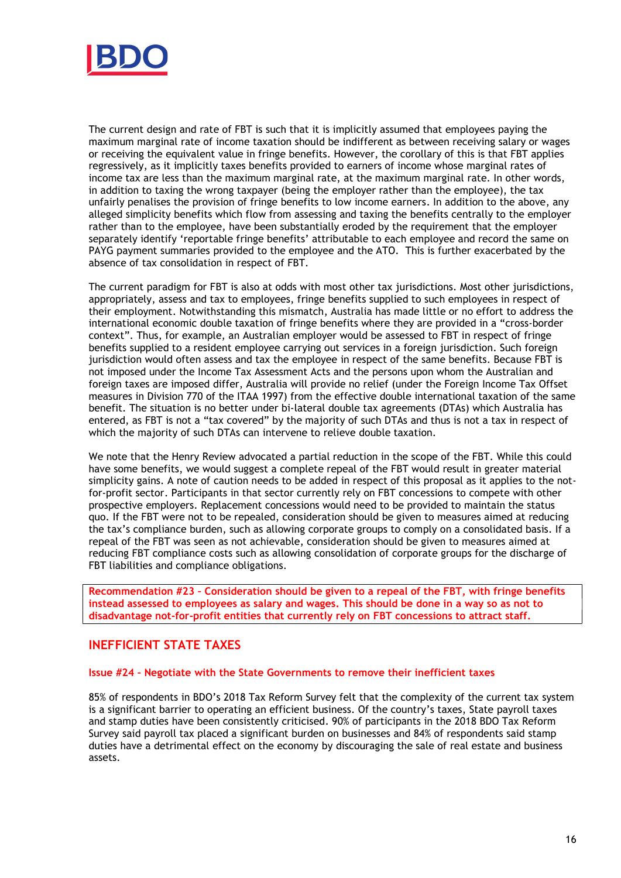The current design and rate of FBT is such that it is implicitly assumed that employees paying the maximum marginal rate of income taxation should be indifferent as between receiving salary or wages or receiving the equivalent value in fringe benefits. However, the corollary of this is that FBT applies regressively, as it implicitly taxes benefits provided to earners of income whose marginal rates of income tax are less than the maximum marginal rate, at the maximum marginal rate. In other words, in addition to taxing the wrong taxpayer (being the employer rather than the employee), the tax unfairly penalises the provision of fringe benefits to low income earners. In addition to the above, any alleged simplicity benefits which flow from assessing and taxing the benefits centrally to the employer rather than to the employee, have been substantially eroded by the requirement that the employer separately identify 'reportable fringe benefits' attributable to each employee and record the same on PAYG payment summaries provided to the employee and the ATO. This is further exacerbated by the absence of tax consolidation in respect of FBT.

The current paradigm for FBT is also at odds with most other tax jurisdictions. Most other jurisdictions, appropriately, assess and tax to employees, fringe benefits supplied to such employees in respect of their employment. Notwithstanding this mismatch, Australia has made little or no effort to address the international economic double taxation of fringe benefits where they are provided in a "cross-border context". Thus, for example, an Australian employer would be assessed to FBT in respect of fringe benefits supplied to a resident employee carrying out services in a foreign jurisdiction. Such foreign jurisdiction would often assess and tax the employee in respect of the same benefits. Because FBT is not imposed under the Income Tax Assessment Acts and the persons upon whom the Australian and foreign taxes are imposed differ, Australia will provide no relief (under the Foreign Income Tax Offset measures in Division 770 of the ITAA 1997) from the effective double international taxation of the same benefit. The situation is no better under bi-lateral double tax agreements (DTAs) which Australia has entered, as FBT is not a "tax covered" by the majority of such DTAs and thus is not a tax in respect of which the majority of such DTAs can intervene to relieve double taxation.

We note that the Henry Review advocated a partial reduction in the scope of the FBT. While this could have some benefits, we would suggest a complete repeal of the FBT would result in greater material simplicity gains. A note of caution needs to be added in respect of this proposal as it applies to the not-for-profit sector. Participants in that sector currently rely on FBT concessions to compete with other prospective employers. Replacement concessions would need to be provided to maintain the status quo. If the FBT were not to be repealed, consideration should be given to measures aimed at reducing the tax's compliance burden, such as allowing corporate groups to comply on a consolidated basis. If a repeal of the FBT was seen as not achievable, consideration should be given to measures aimed at reducing FBT compliance costs such as allowing consolidation of corporate groups for the discharge of FBT liabilities and compliance obligations.

**Recommendation #23 – Consideration should be given to a repeal of the FBT, with fringe benefits instead assessed to employees as salary and wages. This should be done in a way so as not to disadvantage not-for-profit entities that currently rely on FBT concessions to attract staff.**

## INEFFICIENT STATE TAXES

### Issue #24 – Negotiate with the State Governments to remove their inefficient taxes

85% of respondents in BDO's 2018 Tax Reform Survey felt that the complexity of the current tax system is a significant barrier to operating an efficient business. Of the country's taxes, State payroll taxes and stamp duties have been consistently criticised. 90% of participants in the 2018 BDO Tax Reform Survey said payroll tax placed a significant burden on businesses and 84% of respondents said stamp duties have a detrimental effect on the economy by discouraging the sale of real estate and business assets.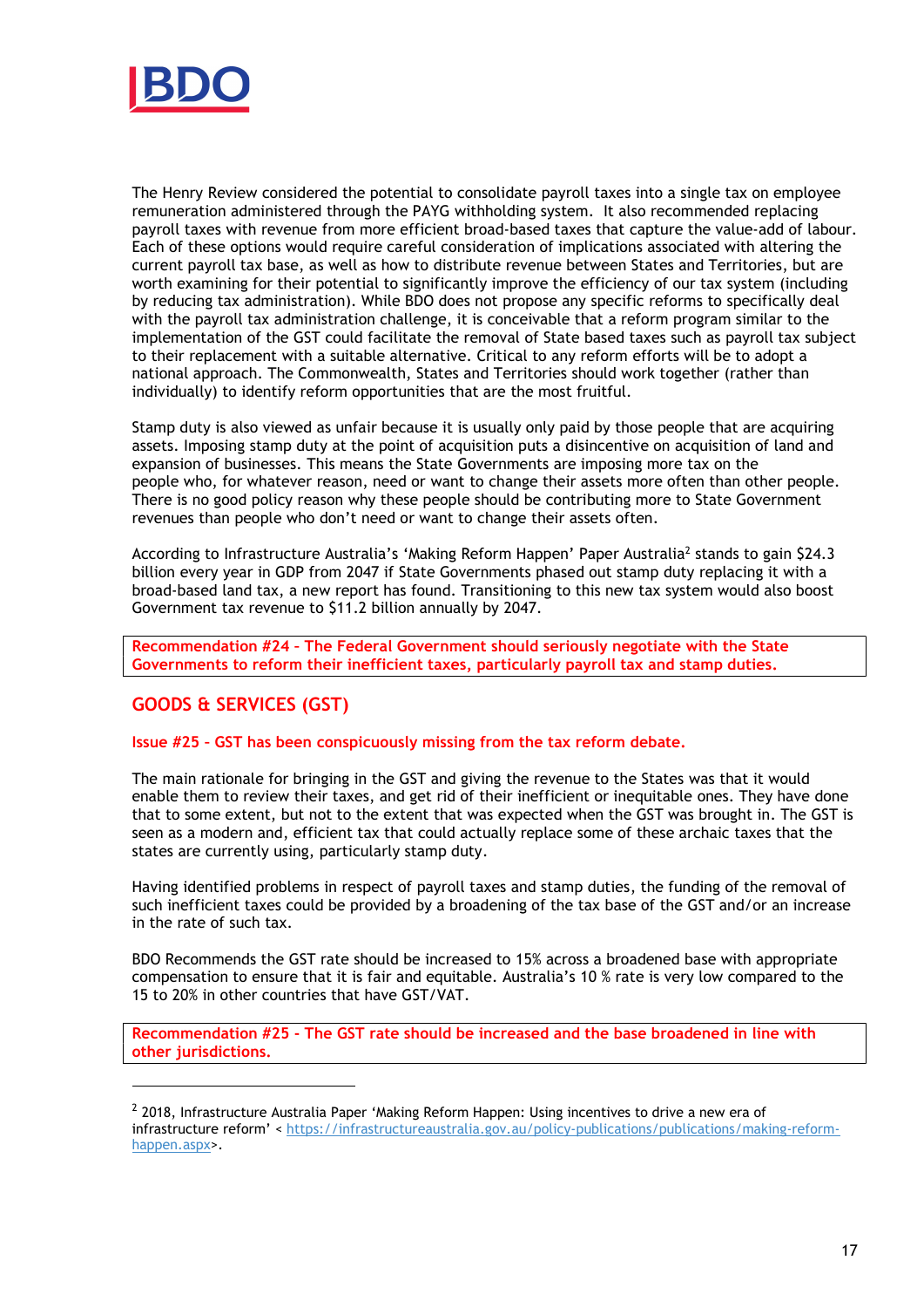The Henry Review considered the potential to consolidate payroll taxes into a single tax on employee remuneration administered through the PAYG withholding system. It also recommended replacing payroll taxes with revenue from more efficient broad-based taxes that capture the value-add of labour. Each of these options would require careful consideration of implications associated with altering the current payroll tax base, as well as how to distribute revenue between States and Territories, but are worth examining for their potential to significantly improve the efficiency of our tax system (including by reducing tax administration). While BDO does not propose any specific reforms to specifically deal with the payroll tax administration challenge, it is conceivable that a reform program similar to the implementation of the GST could facilitate the removal of State based taxes such as payroll tax subject to their replacement with a suitable alternative. Critical to any reform efforts will be to adopt a national approach. The Commonwealth, States and Territories should work together (rather than individually) to identify reform opportunities that are the most fruitful.

Stamp duty is also viewed as unfair because it is usually only paid by those people that are acquiring assets. Imposing stamp duty at the point of acquisition puts a disincentive on acquisition of land and expansion of businesses. This means the State Governments are imposing more tax on the people who, for whatever reason, need or want to change their assets more often than other people. There is no good policy reason why these people should be contributing more to State Government revenues than people who don't need or want to change their assets often.

According to Infrastructure Australia's 'Making Reform Happen' Paper Australia[2] stands to gain $24.3 billion every year in GDP from 2047 if State Governments phased out stamp duty replacing it with a broad-based land tax, a new report has found. Transitioning to this new tax system would also boost Government tax revenue to $11.2 billion annually by 2047.

**Recommendation #24 – The Federal Government should seriously negotiate with the State Governments to reform their inefficient taxes, particularly payroll tax and stamp duties.**

## GOODS & SERVICES (GST)

### Issue #25 – GST has been conspicuously missing from the tax reform debate.

The main rationale for bringing in the GST and giving the revenue to the States was that it would enable them to review their taxes, and get rid of their inefficient or inequitable ones. They have done that to some extent, but not to the extent that was expected when the GST was brought in. The GST is seen as a modern and, efficient tax that could actually replace some of these archaic taxes that the states are currently using, particularly stamp duty.

Having identified problems in respect of payroll taxes and stamp duties, the funding of the removal of such inefficient taxes could be provided by a broadening of the tax base of the GST and/or an increase in the rate of such tax.

BDO Recommends the GST rate should be increased to 15% across a broadened base with appropriate compensation to ensure that it is fair and equitable. Australia's 10 % rate is very low compared to the 15 to 20% in other countries that have GST/VAT.

**Recommendation #25 - The GST rate should be increased and the base broadened in line with other jurisdictions.**

---

[2] 2018, Infrastructure Australia Paper 'Making Reform Happen: Using incentives to drive a new era of infrastructure reform' < https://infrastructureaustralia.gov.au/policy-publications/publications/making-reform-happen.aspx>.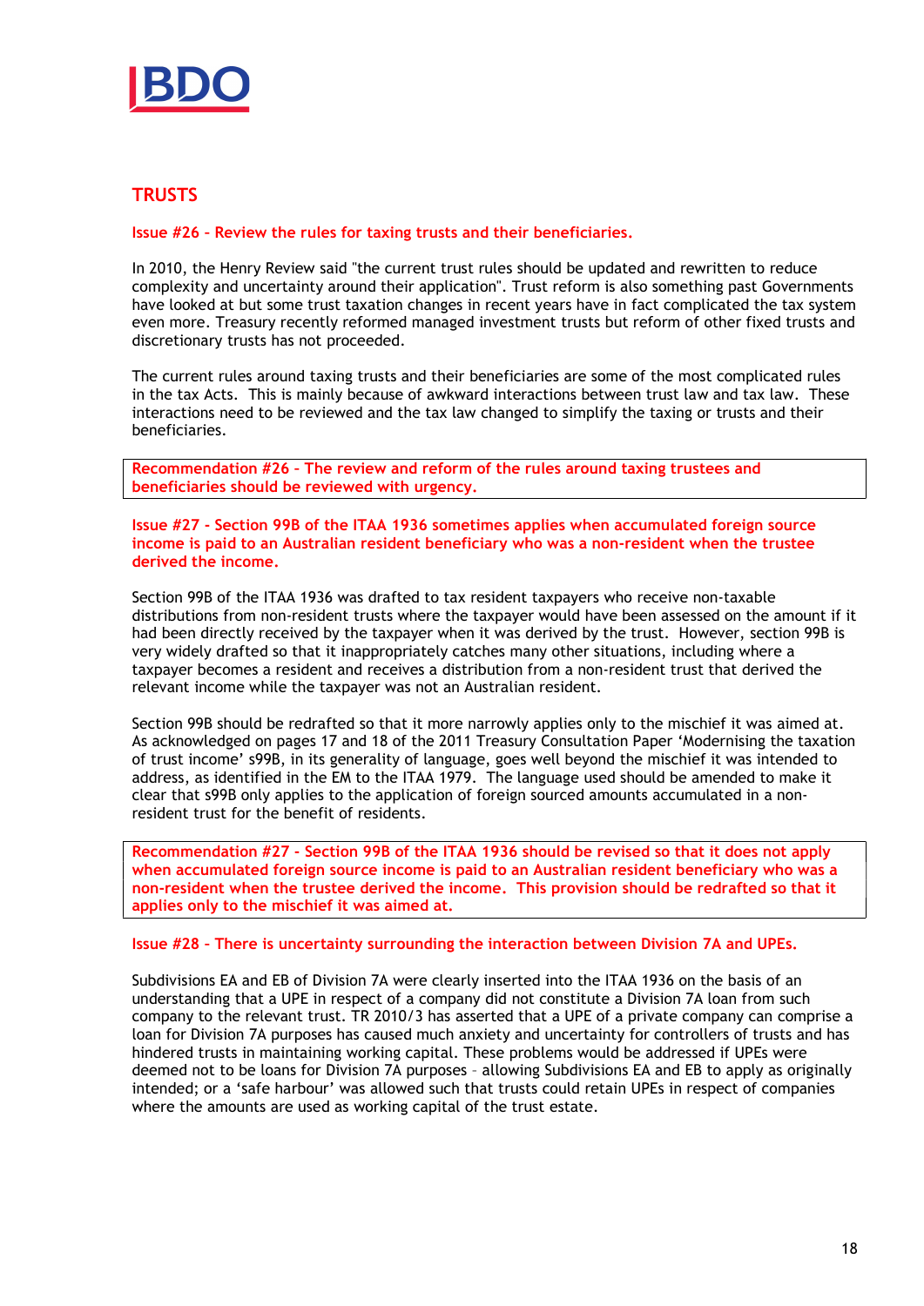## TRUSTS

**Issue #26 – Review the rules for taxing trusts and their beneficiaries.**

In 2010, the Henry Review said "the current trust rules should be updated and rewritten to reduce complexity and uncertainty around their application". Trust reform is also something past Governments have looked at but some trust taxation changes in recent years have in fact complicated the tax system even more. Treasury recently reformed managed investment trusts but reform of other fixed trusts and discretionary trusts has not proceeded.

The current rules around taxing trusts and their beneficiaries are some of the most complicated rules in the tax Acts. This is mainly because of awkward interactions between trust law and tax law. These interactions need to be reviewed and the tax law changed to simplify the taxing or trusts and their beneficiaries.

**Recommendation #26 – The review and reform of the rules around taxing trustees and beneficiaries should be reviewed with urgency.**

**Issue #27 - Section 99B of the ITAA 1936 sometimes applies when accumulated foreign source income is paid to an Australian resident beneficiary who was a non-resident when the trustee derived the income.**

Section 99B of the ITAA 1936 was drafted to tax resident taxpayers who receive non-taxable distributions from non-resident trusts where the taxpayer would have been assessed on the amount if it had been directly received by the taxpayer when it was derived by the trust. However, section 99B is very widely drafted so that it inappropriately catches many other situations, including where a taxpayer becomes a resident and receives a distribution from a non-resident trust that derived the relevant income while the taxpayer was not an Australian resident.

Section 99B should be redrafted so that it more narrowly applies only to the mischief it was aimed at. As acknowledged on pages 17 and 18 of the 2011 Treasury Consultation Paper 'Modernising the taxation of trust income' s99B, in its generality of language, goes well beyond the mischief it was intended to address, as identified in the EM to the ITAA 1979. The language used should be amended to make it clear that s99B only applies to the application of foreign sourced amounts accumulated in a non-resident trust for the benefit of residents.

**Recommendation #27 - Section 99B of the ITAA 1936 should be revised so that it does not apply when accumulated foreign source income is paid to an Australian resident beneficiary who was a non-resident when the trustee derived the income. This provision should be redrafted so that it applies only to the mischief it was aimed at.**

**Issue #28 – There is uncertainty surrounding the interaction between Division 7A and UPEs.**

Subdivisions EA and EB of Division 7A were clearly inserted into the ITAA 1936 on the basis of an understanding that a UPE in respect of a company did not constitute a Division 7A loan from such company to the relevant trust. TR 2010/3 has asserted that a UPE of a private company can comprise a loan for Division 7A purposes has caused much anxiety and uncertainty for controllers of trusts and has hindered trusts in maintaining working capital. These problems would be addressed if UPEs were deemed not to be loans for Division 7A purposes – allowing Subdivisions EA and EB to apply as originally intended; or a 'safe harbour' was allowed such that trusts could retain UPEs in respect of companies where the amounts are used as working capital of the trust estate.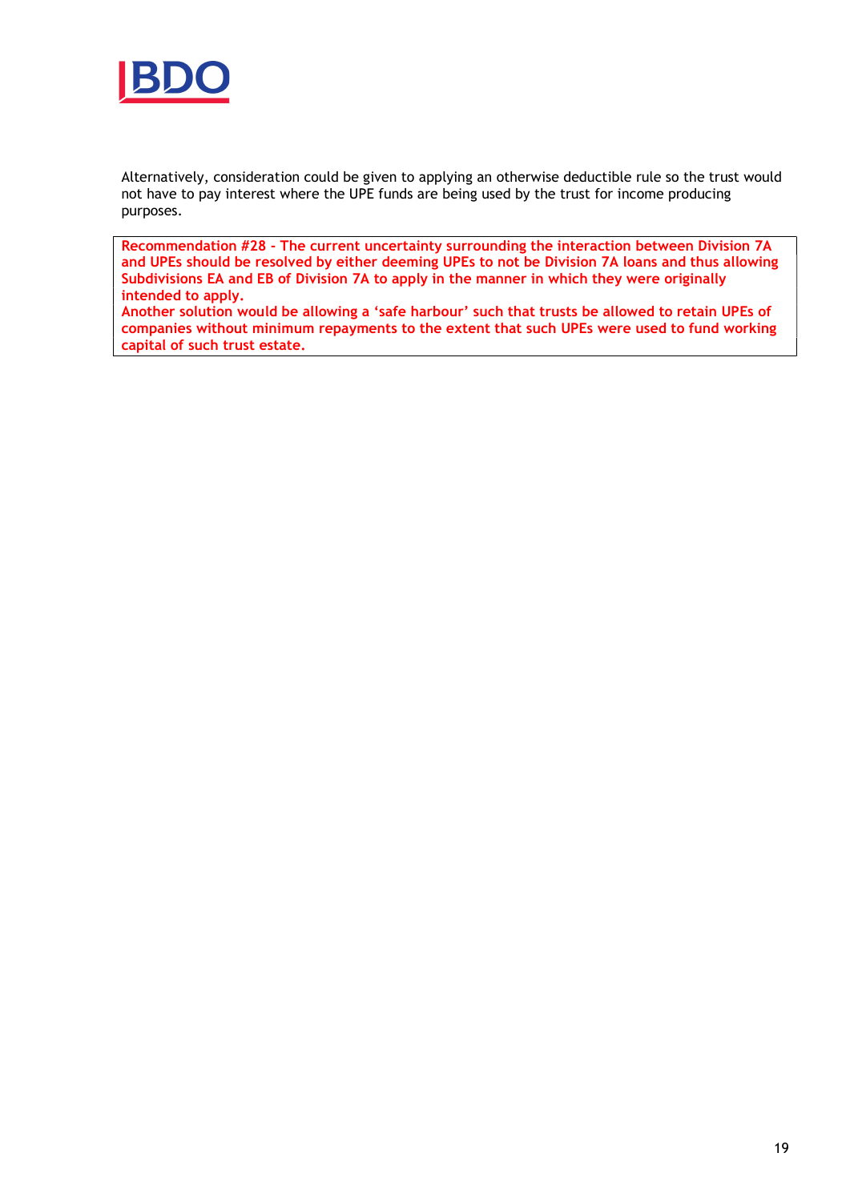Alternatively, consideration could be given to applying an otherwise deductible rule so the trust would not have to pay interest where the UPE funds are being used by the trust for income producing purposes.

**Recommendation #28 - The current uncertainty surrounding the interaction between Division 7A and UPEs should be resolved by either deeming UPEs to not be Division 7A loans and thus allowing Subdivisions EA and EB of Division 7A to apply in the manner in which they were originally intended to apply.**
**Another solution would be allowing a 'safe harbour' such that trusts be allowed to retain UPEs of companies without minimum repayments to the extent that such UPEs were used to fund working capital of such trust estate.**